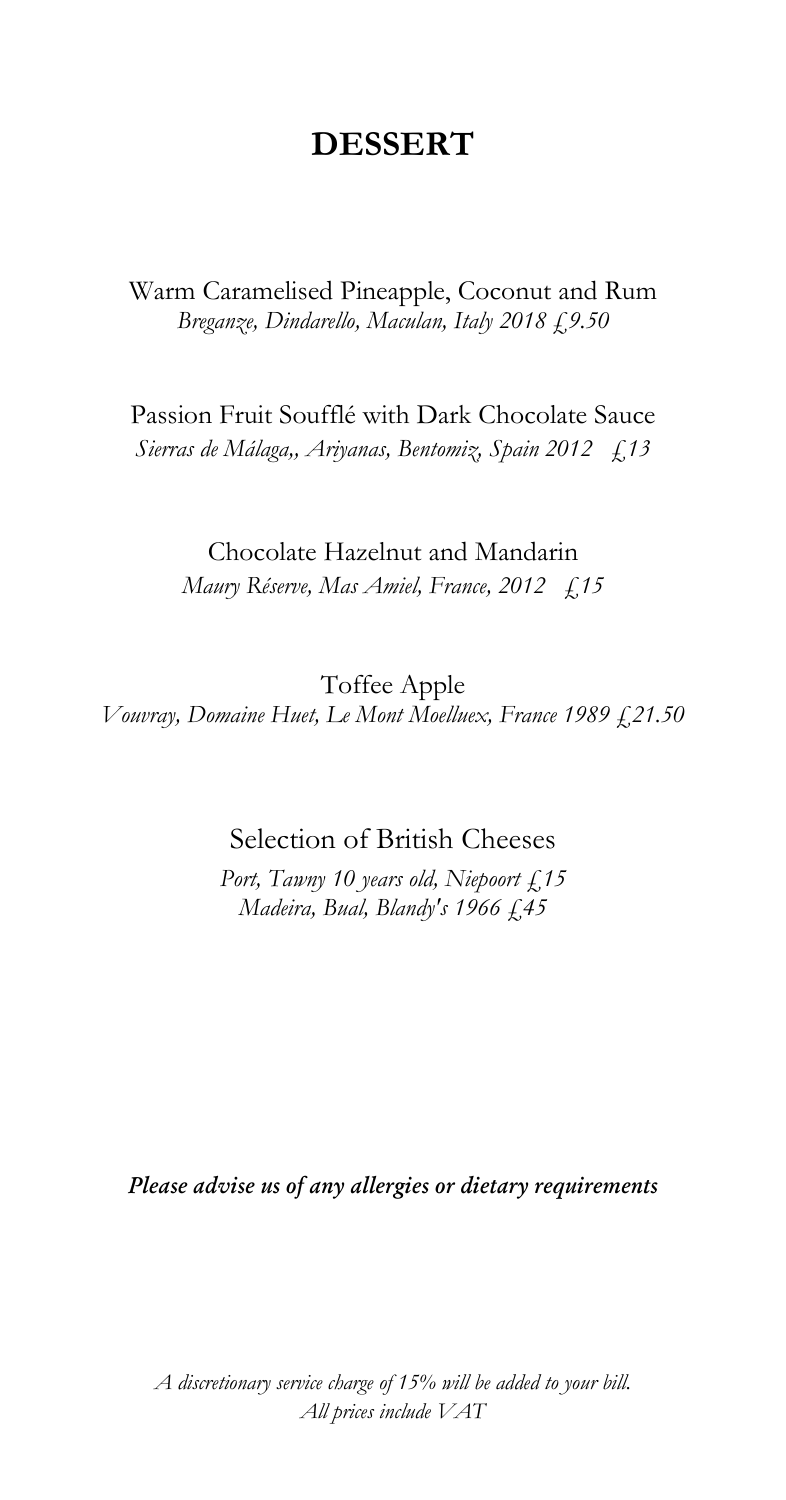# DESSERT

Warm Caramelised Pineapple, Coconut and Rum
*Breganze, Dindarello, Maculan, Italy 2018 £9.50*

Passion Fruit Soufflé with Dark Chocolate Sauce
*Sierras de Málaga,, Ariyanas, Bentomiz, Spain 2012 £13*

Chocolate Hazelnut and Mandarin
*Maury Réserve, Mas Amiel, France, 2012 £15*

Toffee Apple
*Vouvray, Domaine Huet, Le Mont Moelluex, France 1989 £21.50*

Selection of British Cheeses
*Port, Tawny 10 years old, Niepoort £15*
*Madeira, Bual, Blandy's 1966 £45*

***Please advise us of any allergies or dietary requirements***

*A discretionary service charge of 15% will be added to your bill.*
*All prices include VAT*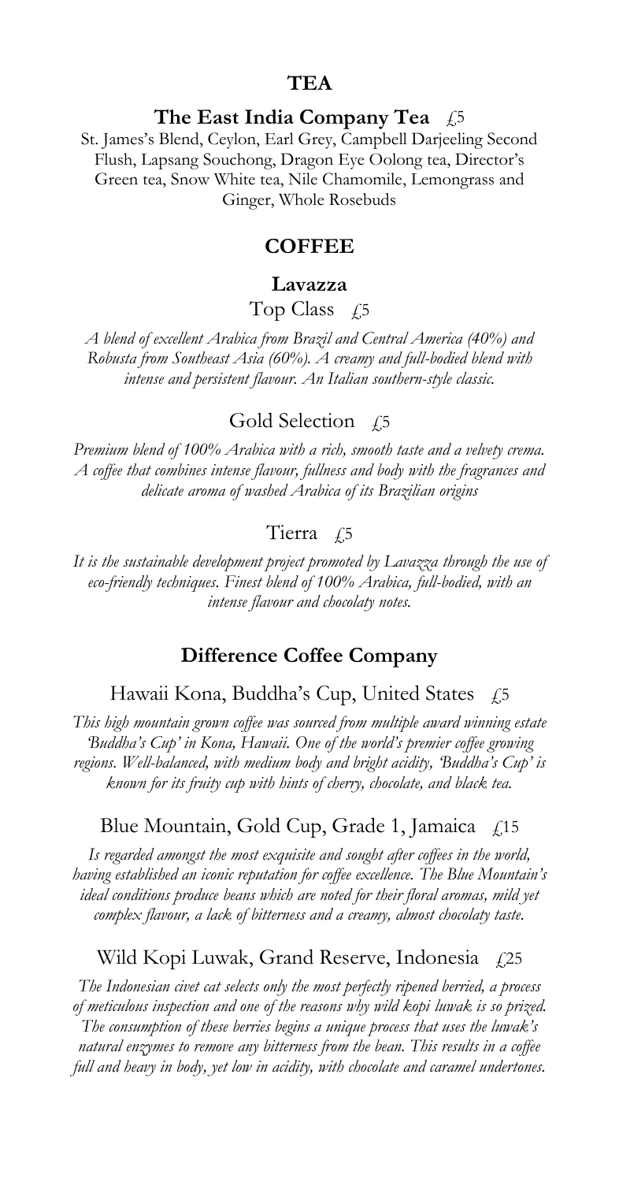## TEA

### The East India Company Tea £5

St. James's Blend, Ceylon, Earl Grey, Campbell Darjeeling Second Flush, Lapsang Souchong, Dragon Eye Oolong tea, Director's Green tea, Snow White tea, Nile Chamomile, Lemongrass and Ginger, Whole Rosebuds

## COFFEE

### Lavazza

Top Class £5

*A blend of excellent Arabica from Brazil and Central America (40%) and Robusta from Southeast Asia (60%). A creamy and full-bodied blend with intense and persistent flavour. An Italian southern-style classic.*

Gold Selection £5

*Premium blend of 100% Arabica with a rich, smooth taste and a velvety crema. A coffee that combines intense flavour, fullness and body with the fragrances and delicate aroma of washed Arabica of its Brazilian origins*

Tierra £5

*It is the sustainable development project promoted by Lavazza through the use of eco-friendly techniques. Finest blend of 100% Arabica, full-bodied, with an intense flavour and chocolaty notes.*

### Difference Coffee Company

Hawaii Kona, Buddha's Cup, United States £5

*This high mountain grown coffee was sourced from multiple award winning estate 'Buddha's Cup' in Kona, Hawaii. One of the world's premier coffee growing regions. Well-balanced, with medium body and bright acidity, 'Buddha's Cup' is known for its fruity cup with hints of cherry, chocolate, and black tea.*

Blue Mountain, Gold Cup, Grade 1, Jamaica £15

*Is regarded amongst the most exquisite and sought after coffees in the world, having established an iconic reputation for coffee excellence. The Blue Mountain's ideal conditions produce beans which are noted for their floral aromas, mild yet complex flavour, a lack of bitterness and a creamy, almost chocolaty taste.*

Wild Kopi Luwak, Grand Reserve, Indonesia £25

*The Indonesian civet cat selects only the most perfectly ripened berried, a process of meticulous inspection and one of the reasons why wild kopi luwak is so prized. The consumption of these berries begins a unique process that uses the luwak's natural enzymes to remove any bitterness from the bean. This results in a coffee full and heavy in body, yet low in acidity, with chocolate and caramel undertones.*